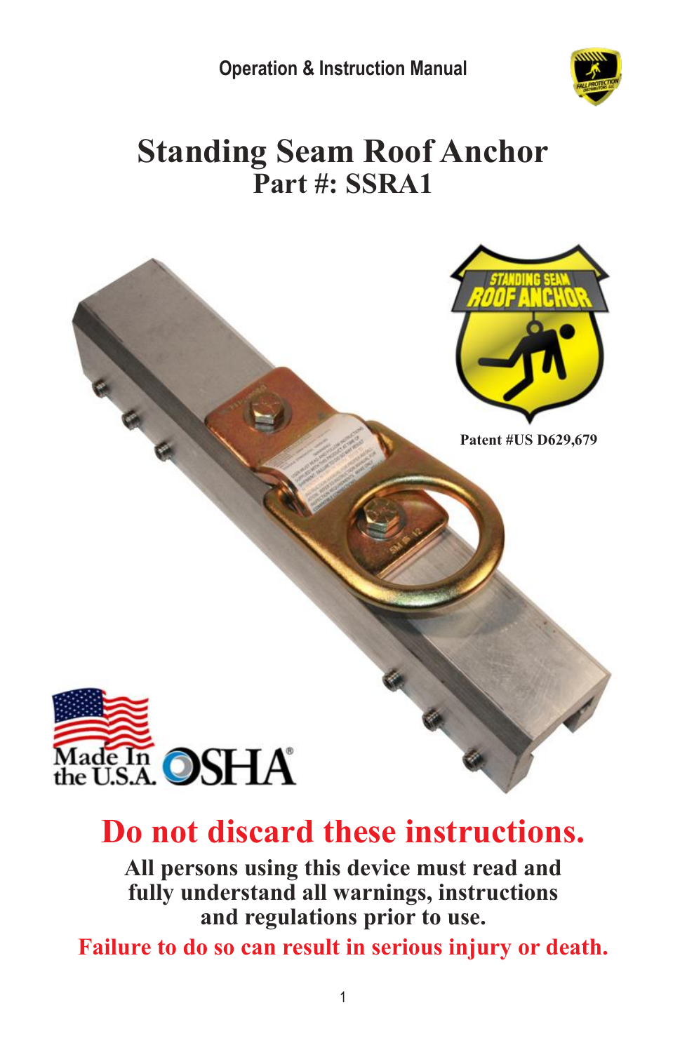Operation & Instruction Manual

# Standing Seam Roof Anchor
## Part #: SSRA1

Patent #US D629,679

Made In the U.S.A. OSHA®

## Do not discard these instructions.

**All persons using this device must read and fully understand all warnings, instructions and regulations prior to use.**

**Failure to do so can result in serious injury or death.**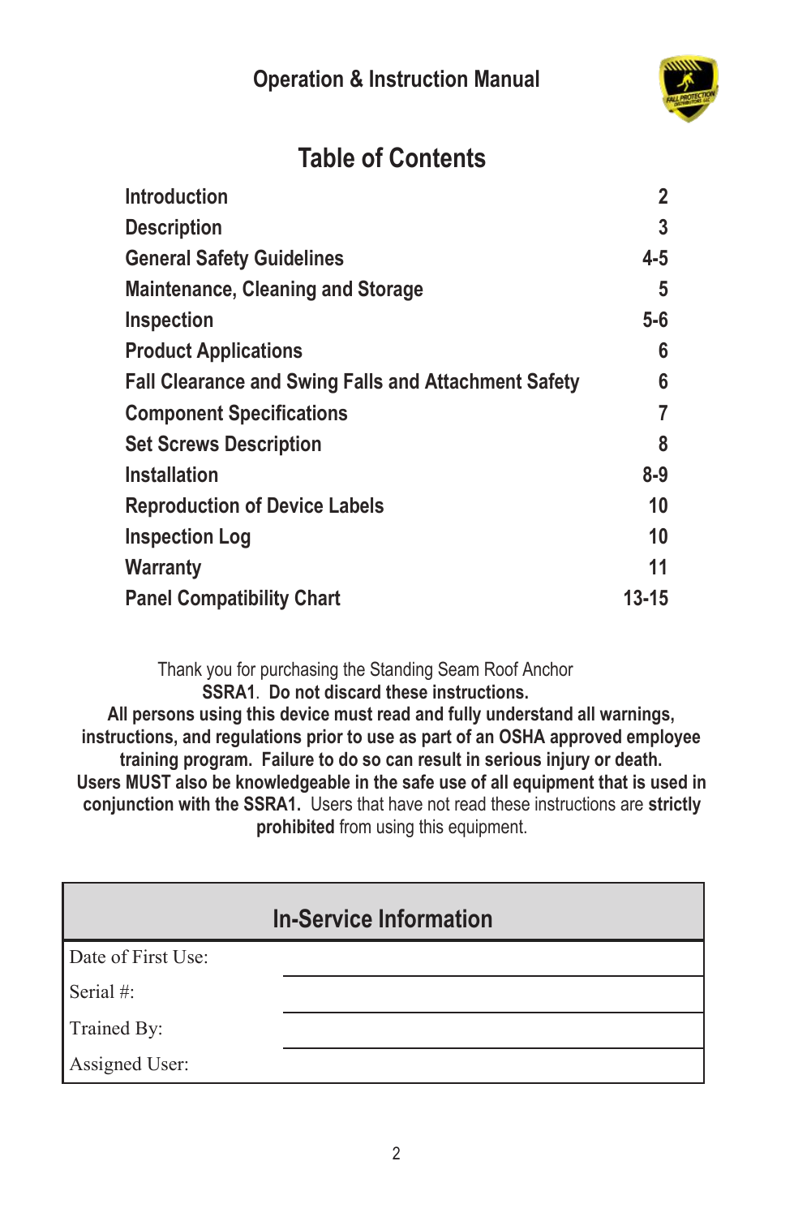# Operation & Instruction Manual

## Table of Contents

| | |
|---|---|
| Introduction | 2 |
| Description | 3 |
| General Safety Guidelines | 4-5 |
| Maintenance, Cleaning and Storage | 5 |
| Inspection | 5-6 |
| Product Applications | 6 |
| Fall Clearance and Swing Falls and Attachment Safety | 6 |
| Component Specifications | 7 |
| Set Screws Description | 8 |
| Installation | 8-9 |
| Reproduction of Device Labels | 10 |
| Inspection Log | 10 |
| Warranty | 11 |
| Panel Compatibility Chart | 13-15 |

Thank you for purchasing the Standing Seam Roof Anchor **SSRA1**. **Do not discard these instructions.** **All persons using this device must read and fully understand all warnings, instructions, and regulations prior to use as part of an OSHA approved employee training program. Failure to do so can result in serious injury or death. Users MUST also be knowledgeable in the safe use of all equipment that is used in conjunction with the SSRA1.** Users that have not read these instructions are **strictly prohibited** from using this equipment.

| In-Service Information | |
|---|---|
| Date of First Use: | |
| Serial #: | |
| Trained By: | |
| Assigned User: | |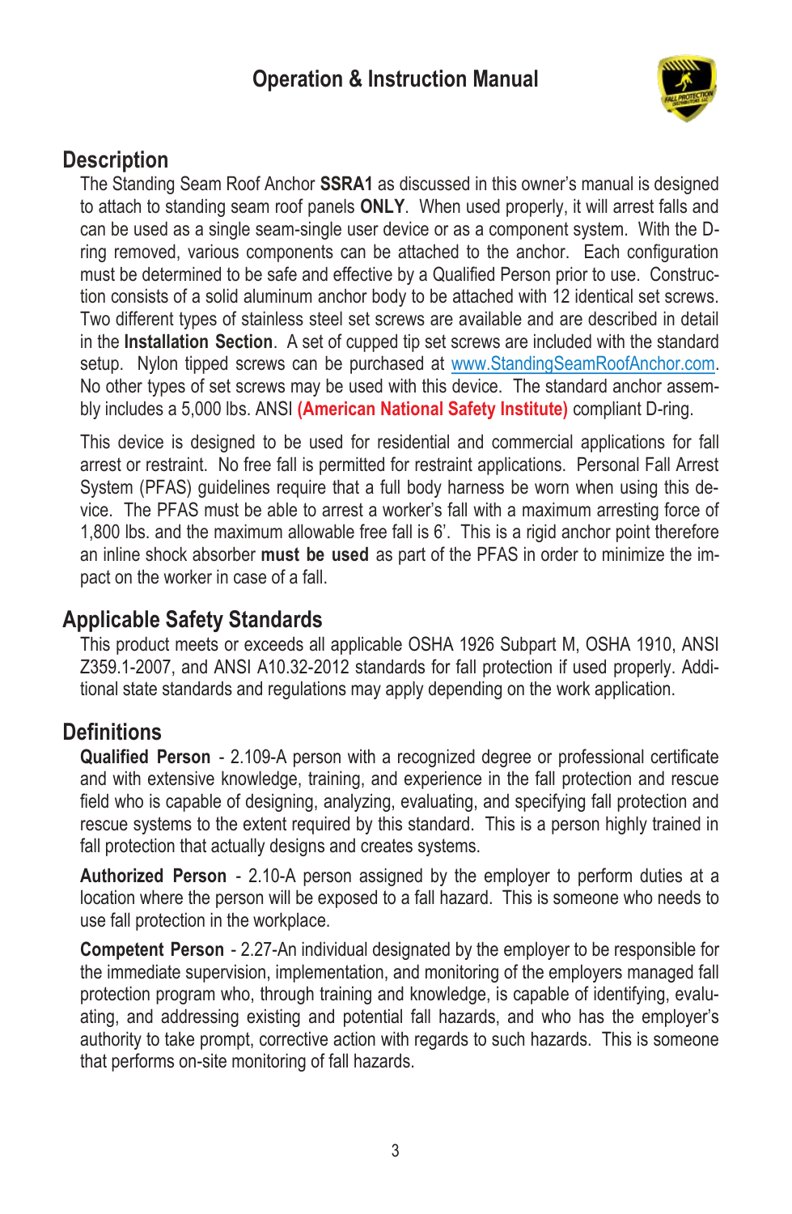# Operation & Instruction Manual

## Description

The Standing Seam Roof Anchor **SSRA1** as discussed in this owner's manual is designed to attach to standing seam roof panels **ONLY**. When used properly, it will arrest falls and can be used as a single seam-single user device or as a component system. With the D-ring removed, various components can be attached to the anchor. Each configuration must be determined to be safe and effective by a Qualified Person prior to use. Construction consists of a solid aluminum anchor body to be attached with 12 identical set screws. Two different types of stainless steel set screws are available and are described in detail in the **Installation Section**. A set of cupped tip set screws are included with the standard setup. Nylon tipped screws can be purchased at www.StandingSeamRoofAnchor.com. No other types of set screws may be used with this device. The standard anchor assembly includes a 5,000 lbs. ANSI **(American National Safety Institute)** compliant D-ring.

This device is designed to be used for residential and commercial applications for fall arrest or restraint. No free fall is permitted for restraint applications. Personal Fall Arrest System (PFAS) guidelines require that a full body harness be worn when using this device. The PFAS must be able to arrest a worker's fall with a maximum arresting force of 1,800 lbs. and the maximum allowable free fall is 6'. This is a rigid anchor point therefore an inline shock absorber **must be used** as part of the PFAS in order to minimize the impact on the worker in case of a fall.

## Applicable Safety Standards

This product meets or exceeds all applicable OSHA 1926 Subpart M, OSHA 1910, ANSI Z359.1-2007, and ANSI A10.32-2012 standards for fall protection if used properly. Additional state standards and regulations may apply depending on the work application.

## Definitions

**Qualified Person** - 2.109-A person with a recognized degree or professional certificate and with extensive knowledge, training, and experience in the fall protection and rescue field who is capable of designing, analyzing, evaluating, and specifying fall protection and rescue systems to the extent required by this standard. This is a person highly trained in fall protection that actually designs and creates systems.

**Authorized Person** - 2.10-A person assigned by the employer to perform duties at a location where the person will be exposed to a fall hazard. This is someone who needs to use fall protection in the workplace.

**Competent Person** - 2.27-An individual designated by the employer to be responsible for the immediate supervision, implementation, and monitoring of the employers managed fall protection program who, through training and knowledge, is capable of identifying, evaluating, and addressing existing and potential fall hazards, and who has the employer's authority to take prompt, corrective action with regards to such hazards. This is someone that performs on-site monitoring of fall hazards.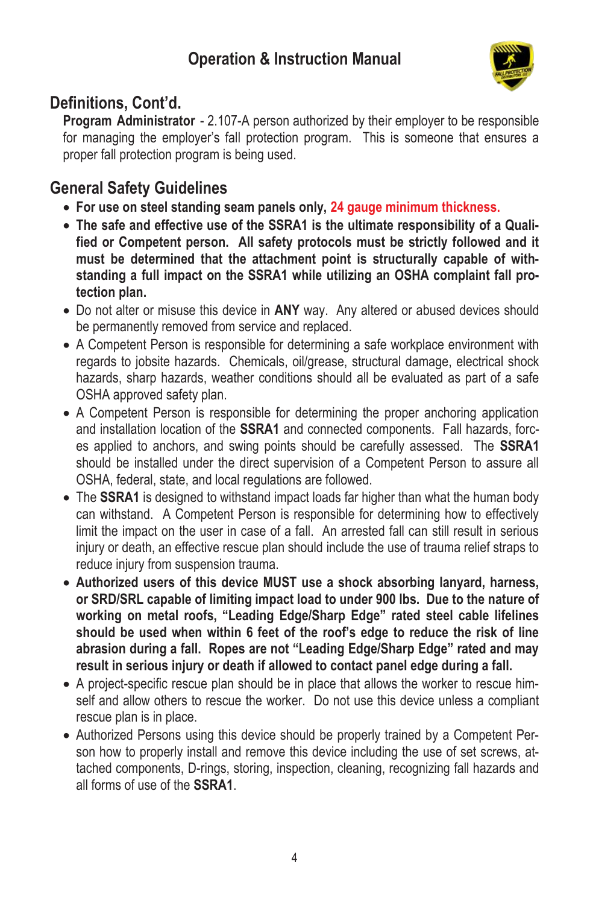## Definitions, Cont'd.

**Program Administrator** - 2.107-A person authorized by their employer to be responsible for managing the employer's fall protection program. This is someone that ensures a proper fall protection program is being used.

## General Safety Guidelines

- **For use on steel standing seam panels only, 24 gauge minimum thickness.**
- **The safe and effective use of the SSRA1 is the ultimate responsibility of a Qualified or Competent person. All safety protocols must be strictly followed and it must be determined that the attachment point is structurally capable of withstanding a full impact on the SSRA1 while utilizing an OSHA complaint fall protection plan.**
- Do not alter or misuse this device in **ANY** way. Any altered or abused devices should be permanently removed from service and replaced.
- A Competent Person is responsible for determining a safe workplace environment with regards to jobsite hazards. Chemicals, oil/grease, structural damage, electrical shock hazards, sharp hazards, weather conditions should all be evaluated as part of a safe OSHA approved safety plan.
- A Competent Person is responsible for determining the proper anchoring application and installation location of the **SSRA1** and connected components. Fall hazards, forces applied to anchors, and swing points should be carefully assessed. The **SSRA1** should be installed under the direct supervision of a Competent Person to assure all OSHA, federal, state, and local regulations are followed.
- The **SSRA1** is designed to withstand impact loads far higher than what the human body can withstand. A Competent Person is responsible for determining how to effectively limit the impact on the user in case of a fall. An arrested fall can still result in serious injury or death, an effective rescue plan should include the use of trauma relief straps to reduce injury from suspension trauma.
- **Authorized users of this device MUST use a shock absorbing lanyard, harness, or SRD/SRL capable of limiting impact load to under 900 lbs. Due to the nature of working on metal roofs, "Leading Edge/Sharp Edge" rated steel cable lifelines should be used when within 6 feet of the roof's edge to reduce the risk of line abrasion during a fall. Ropes are not "Leading Edge/Sharp Edge" rated and may result in serious injury or death if allowed to contact panel edge during a fall.**
- A project-specific rescue plan should be in place that allows the worker to rescue himself and allow others to rescue the worker. Do not use this device unless a compliant rescue plan is in place.
- Authorized Persons using this device should be properly trained by a Competent Person how to properly install and remove this device including the use of set screws, attached components, D-rings, storing, inspection, cleaning, recognizing fall hazards and all forms of use of the **SSRA1**.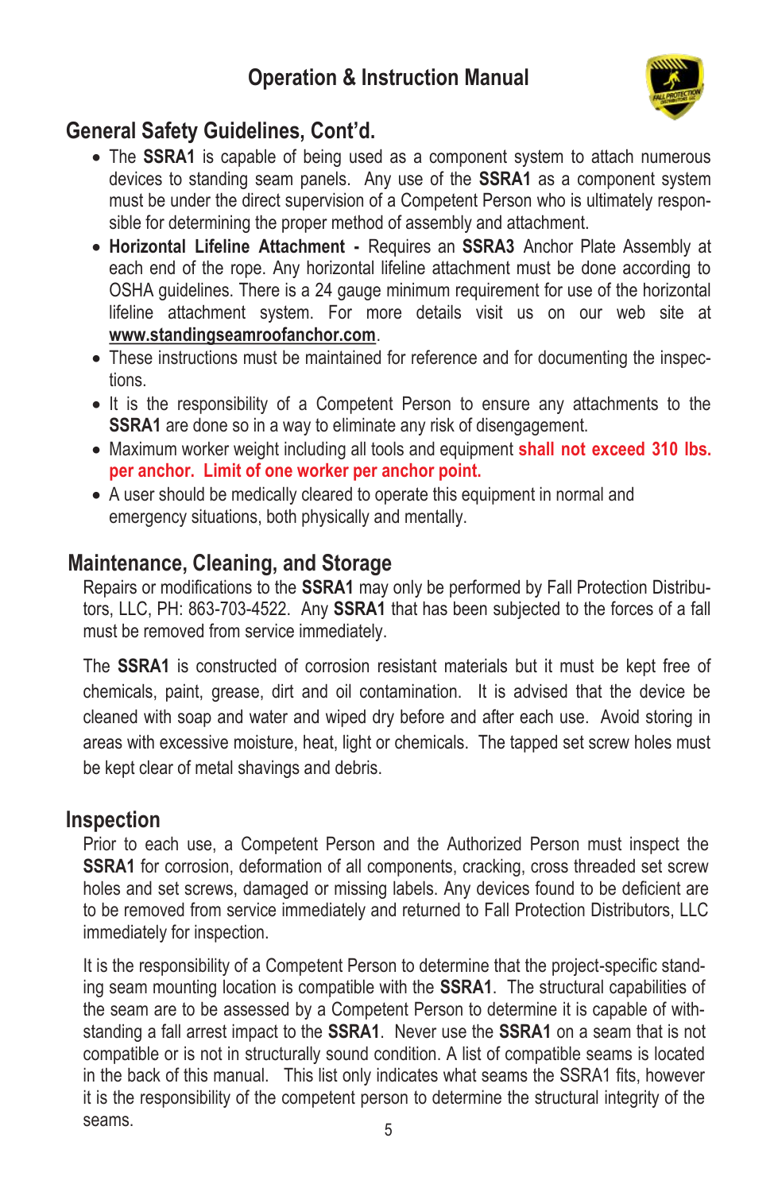# Operation & Instruction Manual

## General Safety Guidelines, Cont'd.

- The **SSRA1** is capable of being used as a component system to attach numerous devices to standing seam panels. Any use of the **SSRA1** as a component system must be under the direct supervision of a Competent Person who is ultimately responsible for determining the proper method of assembly and attachment.
- **Horizontal Lifeline Attachment -** Requires an **SSRA3** Anchor Plate Assembly at each end of the rope. Any horizontal lifeline attachment must be done according to OSHA guidelines. There is a 24 gauge minimum requirement for use of the horizontal lifeline attachment system. For more details visit us on our web site at **www.standingseamroofanchor.com**.
- These instructions must be maintained for reference and for documenting the inspections.
- It is the responsibility of a Competent Person to ensure any attachments to the **SSRA1** are done so in a way to eliminate any risk of disengagement.
- Maximum worker weight including all tools and equipment **shall not exceed 310 lbs. per anchor. Limit of one worker per anchor point.**
- A user should be medically cleared to operate this equipment in normal and emergency situations, both physically and mentally.

## Maintenance, Cleaning, and Storage

Repairs or modifications to the **SSRA1** may only be performed by Fall Protection Distributors, LLC, PH: 863-703-4522. Any **SSRA1** that has been subjected to the forces of a fall must be removed from service immediately.

The **SSRA1** is constructed of corrosion resistant materials but it must be kept free of chemicals, paint, grease, dirt and oil contamination. It is advised that the device be cleaned with soap and water and wiped dry before and after each use. Avoid storing in areas with excessive moisture, heat, light or chemicals. The tapped set screw holes must be kept clear of metal shavings and debris.

## Inspection

Prior to each use, a Competent Person and the Authorized Person must inspect the **SSRA1** for corrosion, deformation of all components, cracking, cross threaded set screw holes and set screws, damaged or missing labels. Any devices found to be deficient are to be removed from service immediately and returned to Fall Protection Distributors, LLC immediately for inspection.

It is the responsibility of a Competent Person to determine that the project-specific standing seam mounting location is compatible with the **SSRA1**. The structural capabilities of the seam are to be assessed by a Competent Person to determine it is capable of withstanding a fall arrest impact to the **SSRA1**. Never use the **SSRA1** on a seam that is not compatible or is not in structurally sound condition. A list of compatible seams is located in the back of this manual. This list only indicates what seams the SSRA1 fits, however it is the responsibility of the competent person to determine the structural integrity of the seams.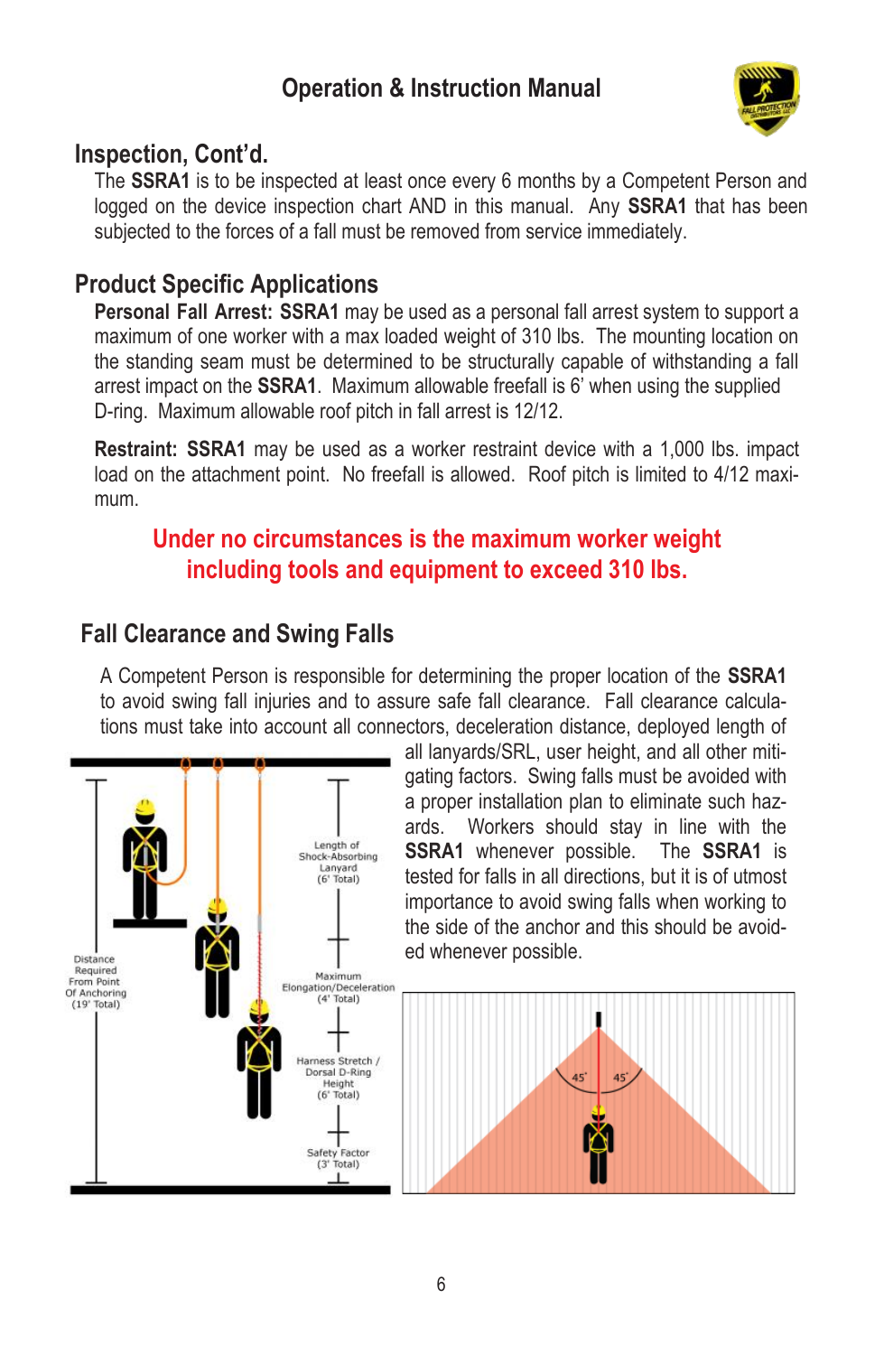## Inspection, Cont'd.

The **SSRA1** is to be inspected at least once every 6 months by a Competent Person and logged on the device inspection chart AND in this manual. Any **SSRA1** that has been subjected to the forces of a fall must be removed from service immediately.

## Product Specific Applications

**Personal Fall Arrest: SSRA1** may be used as a personal fall arrest system to support a maximum of one worker with a max loaded weight of 310 lbs. The mounting location on the standing seam must be determined to be structurally capable of withstanding a fall arrest impact on the **SSRA1**. Maximum allowable freefall is 6' when using the supplied D-ring. Maximum allowable roof pitch in fall arrest is 12/12.

**Restraint: SSRA1** may be used as a worker restraint device with a 1,000 lbs. impact load on the attachment point. No freefall is allowed. Roof pitch is limited to 4/12 maximum.

**Under no circumstances is the maximum worker weight including tools and equipment to exceed 310 lbs.**

## Fall Clearance and Swing Falls

A Competent Person is responsible for determining the proper location of the **SSRA1** to avoid swing fall injuries and to assure safe fall clearance. Fall clearance calculations must take into account all connectors, deceleration distance, deployed length of all lanyards/SRL, user height, and all other mitigating factors. Swing falls must be avoided with a proper installation plan to eliminate such hazards. Workers should stay in line with the **SSRA1** whenever possible. The **SSRA1** is tested for falls in all directions, but it is of utmost importance to avoid swing falls when working to the side of the anchor and this should be avoided whenever possible.

Distance Required From Point Of Anchoring (19' Total)

Length of Shock-Absorbing Lanyard (6' Total)

Maximum Elongation/Deceleration (4' Total)

Harness Stretch / Dorsal D-Ring Height (6' Total)

Safety Factor (3' Total)

45° 45°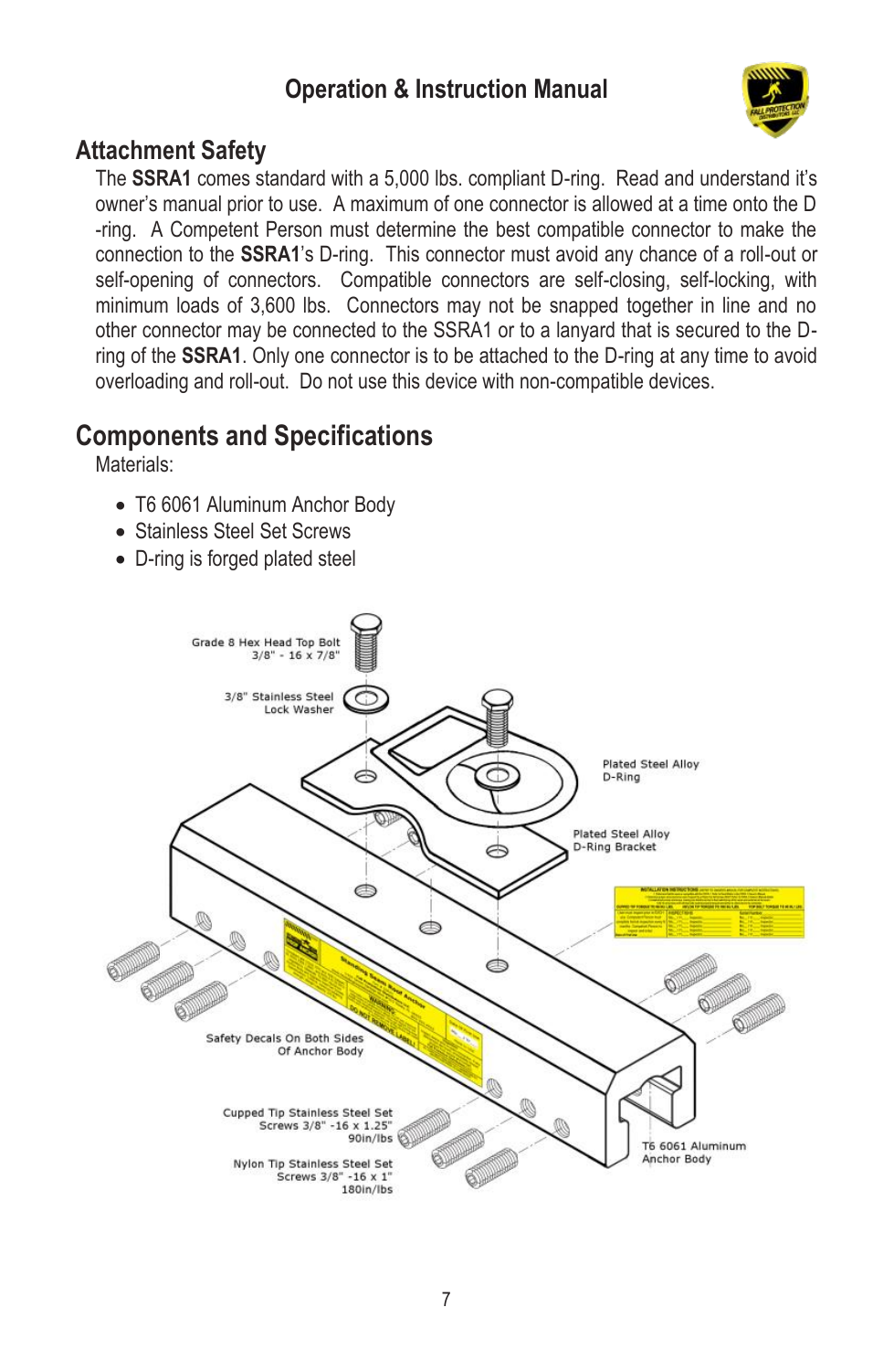## Attachment Safety

The **SSRA1** comes standard with a 5,000 lbs. compliant D-ring. Read and understand it's owner's manual prior to use. A maximum of one connector is allowed at a time onto the D-ring. A Competent Person must determine the best compatible connector to make the connection to the **SSRA1**'s D-ring. This connector must avoid any chance of a roll-out or self-opening of connectors. Compatible connectors are self-closing, self-locking, with minimum loads of 3,600 lbs. Connectors may not be snapped together in line and no other connector may be connected to the SSRA1 or to a lanyard that is secured to the D-ring of the **SSRA1**. Only one connector is to be attached to the D-ring at any time to avoid overloading and roll-out. Do not use this device with non-compatible devices.

## Components and Specifications

Materials:

- T6 6061 Aluminum Anchor Body
- Stainless Steel Set Screws
- D-ring is forged plated steel

Grade 8 Hex Head Top Bolt 3/8" - 16 x 7/8"

3/8" Stainless Steel Lock Washer

Plated Steel Alloy D-Ring

Plated Steel Alloy D-Ring Bracket

Safety Decals On Both Sides Of Anchor Body

Cupped Tip Stainless Steel Set Screws 3/8" -16 x 1.25" 90in/lbs

Nylon Tip Stainless Steel Set Screws 3/8" -16 x 1" 180in/lbs

T6 6061 Aluminum Anchor Body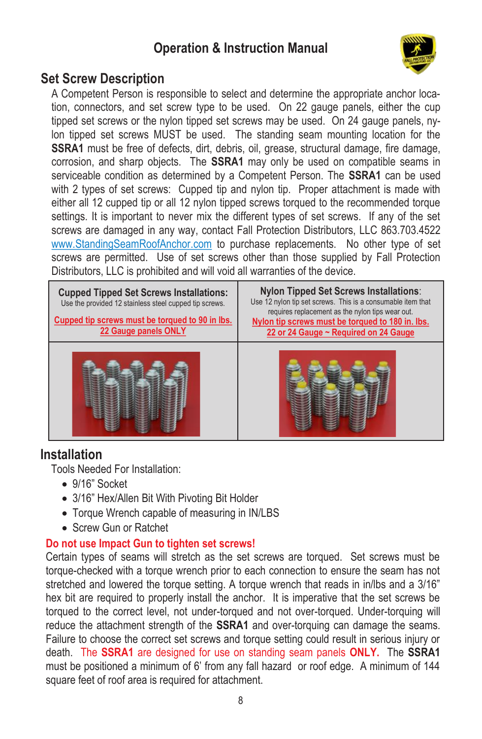# Operation & Instruction Manual

## Set Screw Description

A Competent Person is responsible to select and determine the appropriate anchor location, connectors, and set screw type to be used. On 22 gauge panels, either the cup tipped set screws or the nylon tipped set screws may be used. On 24 gauge panels, nylon tipped set screws MUST be used. The standing seam mounting location for the **SSRA1** must be free of defects, dirt, debris, oil, grease, structural damage, fire damage, corrosion, and sharp objects. The **SSRA1** may only be used on compatible seams in serviceable condition as determined by a Competent Person. The **SSRA1** can be used with 2 types of set screws: Cupped tip and nylon tip. Proper attachment is made with either all 12 cupped tip or all 12 nylon tipped screws torqued to the recommended torque settings. It is important to never mix the different types of set screws. If any of the set screws are damaged in any way, contact Fall Protection Distributors, LLC 863.703.4522 www.StandingSeamRoofAnchor.com to purchase replacements. No other type of set screws are permitted. Use of set screws other than those supplied by Fall Protection Distributors, LLC is prohibited and will void all warranties of the device.

| **Cupped Tipped Set Screws Installations:** Use the provided 12 stainless steel cupped tip screws. **Cupped tip screws must be torqued to 90 in lbs. 22 Gauge panels ONLY** | **Nylon Tipped Set Screws Installations:** Use 12 nylon tip set screws. This is a consumable item that requires replacement as the nylon tips wear out. **Nylon tip screws must be torqued to 180 in. lbs. 22 or 24 Gauge ~ Required on 24 Gauge** |
|---|---|
| | |

## Installation

Tools Needed For Installation:

- 9/16" Socket
- 3/16" Hex/Allen Bit With Pivoting Bit Holder
- Torque Wrench capable of measuring in IN/LBS
- Screw Gun or Ratchet

**Do not use Impact Gun to tighten set screws!**

Certain types of seams will stretch as the set screws are torqued. Set screws must be torque-checked with a torque wrench prior to each connection to ensure the seam has not stretched and lowered the torque setting. A torque wrench that reads in in/lbs and a 3/16" hex bit are required to properly install the anchor. It is imperative that the set screws be torqued to the correct level, not under-torqued and not over-torqued. Under-torquing will reduce the attachment strength of the **SSRA1** and over-torquing can damage the seams. Failure to choose the correct set screws and torque setting could result in serious injury or death. The **SSRA1** are designed for use on standing seam panels **ONLY.** The **SSRA1** must be positioned a minimum of 6' from any fall hazard or roof edge. A minimum of 144 square feet of roof area is required for attachment.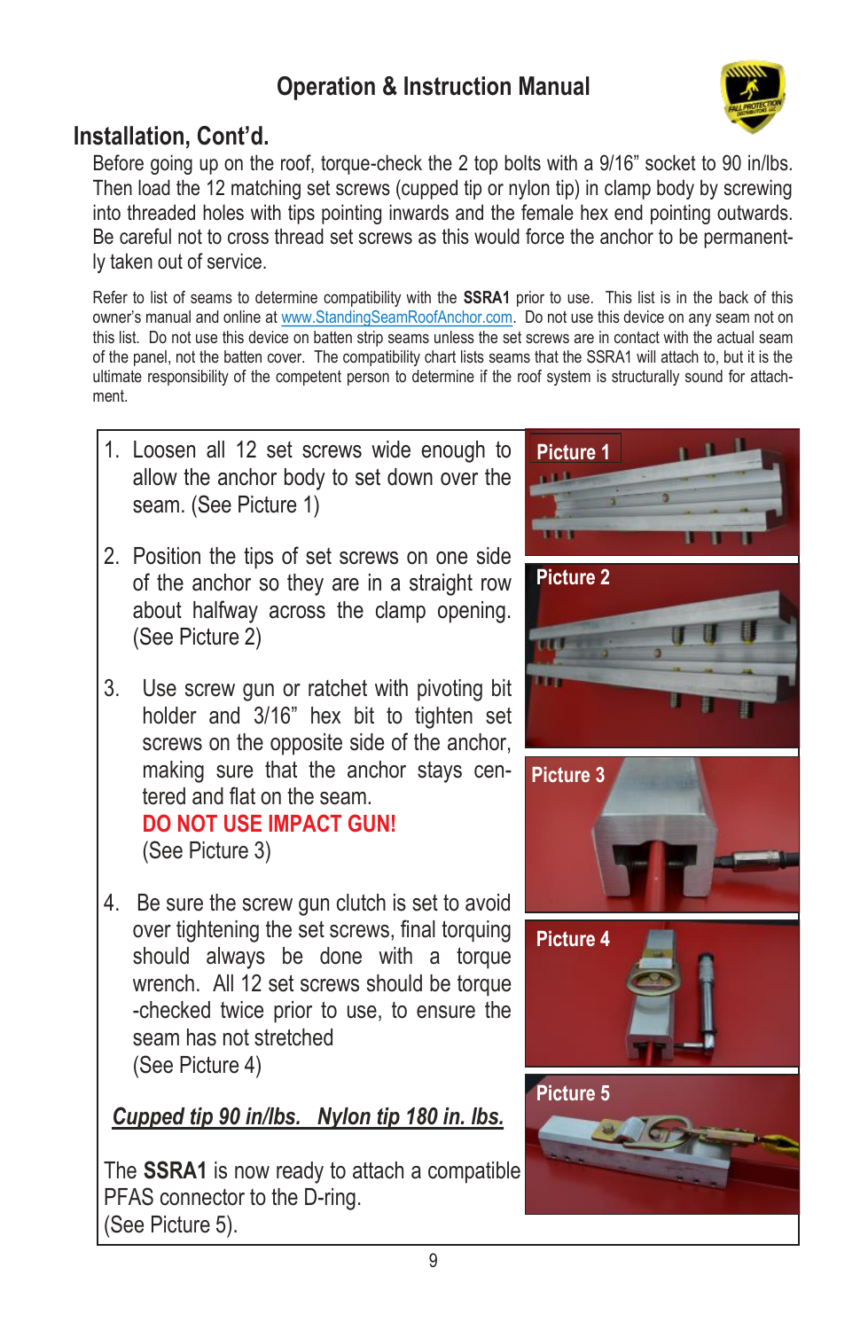# Operation & Instruction Manual

## Installation, Cont'd.

Before going up on the roof, torque-check the 2 top bolts with a 9/16" socket to 90 in/lbs. Then load the 12 matching set screws (cupped tip or nylon tip) in clamp body by screwing into threaded holes with tips pointing inwards and the female hex end pointing outwards. Be careful not to cross thread set screws as this would force the anchor to be permanently taken out of service.

Refer to list of seams to determine compatibility with the **SSRA1** prior to use. This list is in the back of this owner's manual and online at www.StandingSeamRoofAnchor.com. Do not use this device on any seam not on this list. Do not use this device on batten strip seams unless the set screws are in contact with the actual seam of the panel, not the batten cover. The compatibility chart lists seams that the SSRA1 will attach to, but it is the ultimate responsibility of the competent person to determine if the roof system is structurally sound for attachment.

1. Loosen all 12 set screws wide enough to allow the anchor body to set down over the seam. (See Picture 1)

2. Position the tips of set screws on one side of the anchor so they are in a straight row about halfway across the clamp opening. (See Picture 2)

3. Use screw gun or ratchet with pivoting bit holder and 3/16" hex bit to tighten set screws on the opposite side of the anchor, making sure that the anchor stays centered and flat on the seam.
   **DO NOT USE IMPACT GUN!**
   (See Picture 3)

4. Be sure the screw gun clutch is set to avoid over tightening the set screws, final torquing should always be done with a torque wrench. All 12 set screws should be torque-checked twice prior to use, to ensure the seam has not stretched
   (See Picture 4)

***Cupped tip 90 in/lbs. Nylon tip 180 in. lbs.***

The **SSRA1** is now ready to attach a compatible PFAS connector to the D-ring.
(See Picture 5).

Picture 1

Picture 2

Picture 3

Picture 4

Picture 5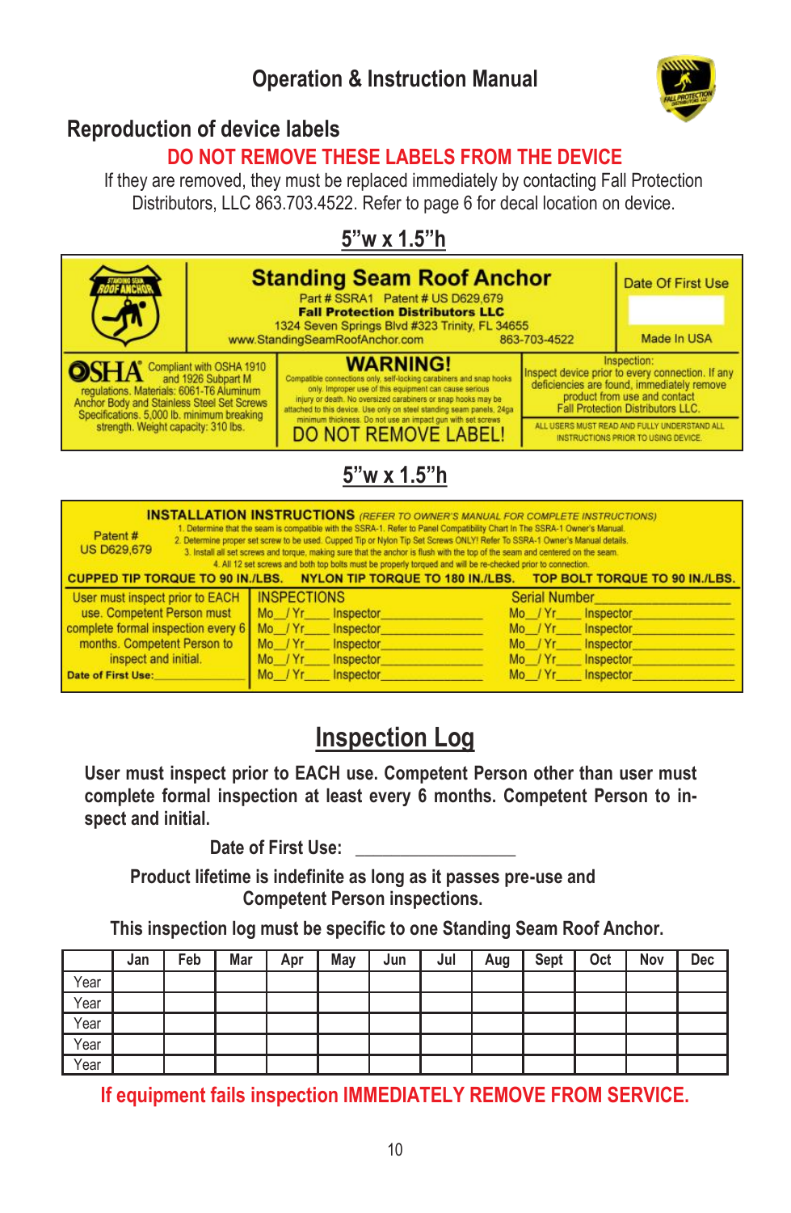## Reproduction of device labels

**DO NOT REMOVE THESE LABELS FROM THE DEVICE**

If they are removed, they must be replaced immediately by contacting Fall Protection Distributors, LLC 863.703.4522. Refer to page 6 for decal location on device.

**5"w x 1.5"h**

**Standing Seam Roof Anchor**
Part # SSRA1 Patent # US D629,679
**Fall Protection Distributors LLC**
1324 Seven Springs Blvd #323 Trinity, FL 34655
www.StandingSeamRoofAnchor.com 863-703-4522

Date Of First Use

Made In USA

OSHA® Compliant with OSHA 1910 and 1926 Subpart M regulations. Materials: 6061-T6 Aluminum Anchor Body and Stainless Steel Set Screws Specifications. 5,000 lb. minimum breaking strength. Weight capacity: 310 lbs.

**WARNING!**
Compatible connections only, self-locking carabiners and snap hooks only. Improper use of this equipment can cause serious injury or death. No oversized carabiners or snap hooks may be attached to this device. Use only on steel standing seam panels, 24ga minimum thickness. Do not use an impact gun with set screws.
DO NOT REMOVE LABEL!

Inspection:
Inspect device prior to every connection. If any deficiencies are found, immediately remove product from use and contact Fall Protection Distributors LLC.

ALL USERS MUST READ AND FULLY UNDERSTAND ALL INSTRUCTIONS PRIOR TO USING DEVICE.

**5"w x 1.5"h**

**INSTALLATION INSTRUCTIONS** *(REFER TO OWNER'S MANUAL FOR COMPLETE INSTRUCTIONS)*

Patent # US D629,679

1. Determine that the seam is compatible with the SSRA-1. Refer to Panel Compatibility Chart In The SSRA-1 Owner's Manual.
2. Determine proper set screw to be used. Cupped Tip or Nylon Tip Set Screws ONLY! Refer To SSRA-1 Owner's Manual details.
3. Install all set screws and torque, making sure that the anchor is flush with the top of the seam and centered on the seam.
4. All 12 set screws and both top bolts must be properly torqued and will be re-checked prior to connection.

**CUPPED TIP TORQUE TO 90 IN./LBS. NYLON TIP TORQUE TO 180 IN./LBS. TOP BOLT TORQUE TO 90 IN./LBS.**

User must inspect prior to EACH use. Competent Person must complete formal inspection every 6 months. Competent Person to inspect and initial.
**Date of First Use:**\_\_\_\_\_\_\_\_\_\_

| INSPECTIONS | Serial Number\_\_\_\_\_\_\_\_\_\_ |
|---|---|
| Mo\_\_/ Yr\_\_\_\_ Inspector\_\_\_\_\_\_\_\_\_\_ | Mo\_\_/ Yr\_\_\_\_ Inspector\_\_\_\_\_\_\_\_\_\_ |
| Mo\_\_/ Yr\_\_\_\_ Inspector\_\_\_\_\_\_\_\_\_\_ | Mo\_\_/ Yr\_\_\_\_ Inspector\_\_\_\_\_\_\_\_\_\_ |
| Mo\_\_/ Yr\_\_\_\_ Inspector\_\_\_\_\_\_\_\_\_\_ | Mo\_\_/ Yr\_\_\_\_ Inspector\_\_\_\_\_\_\_\_\_\_ |
| Mo\_\_/ Yr\_\_\_\_ Inspector\_\_\_\_\_\_\_\_\_\_ | Mo\_\_/ Yr\_\_\_\_ Inspector\_\_\_\_\_\_\_\_\_\_ |
| Mo\_\_/ Yr\_\_\_\_ Inspector\_\_\_\_\_\_\_\_\_\_ | Mo\_\_/ Yr\_\_\_\_ Inspector\_\_\_\_\_\_\_\_\_\_ |

## Inspection Log

**User must inspect prior to EACH use. Competent Person other than user must complete formal inspection at least every 6 months. Competent Person to inspect and initial.**

**Date of First Use:** \_\_\_\_\_\_\_\_\_\_\_\_\_\_\_\_\_\_

**Product lifetime is indefinite as long as it passes pre-use and Competent Person inspections.**

**This inspection log must be specific to one Standing Seam Roof Anchor.**

| | Jan | Feb | Mar | Apr | May | Jun | Jul | Aug | Sept | Oct | Nov | Dec |
|---|---|---|---|---|---|---|---|---|---|---|---|---|
| Year | | | | | | | | | | | | |
| Year | | | | | | | | | | | | |
| Year | | | | | | | | | | | | |
| Year | | | | | | | | | | | | |
| Year | | | | | | | | | | | | |

**If equipment fails inspection IMMEDIATELY REMOVE FROM SERVICE.**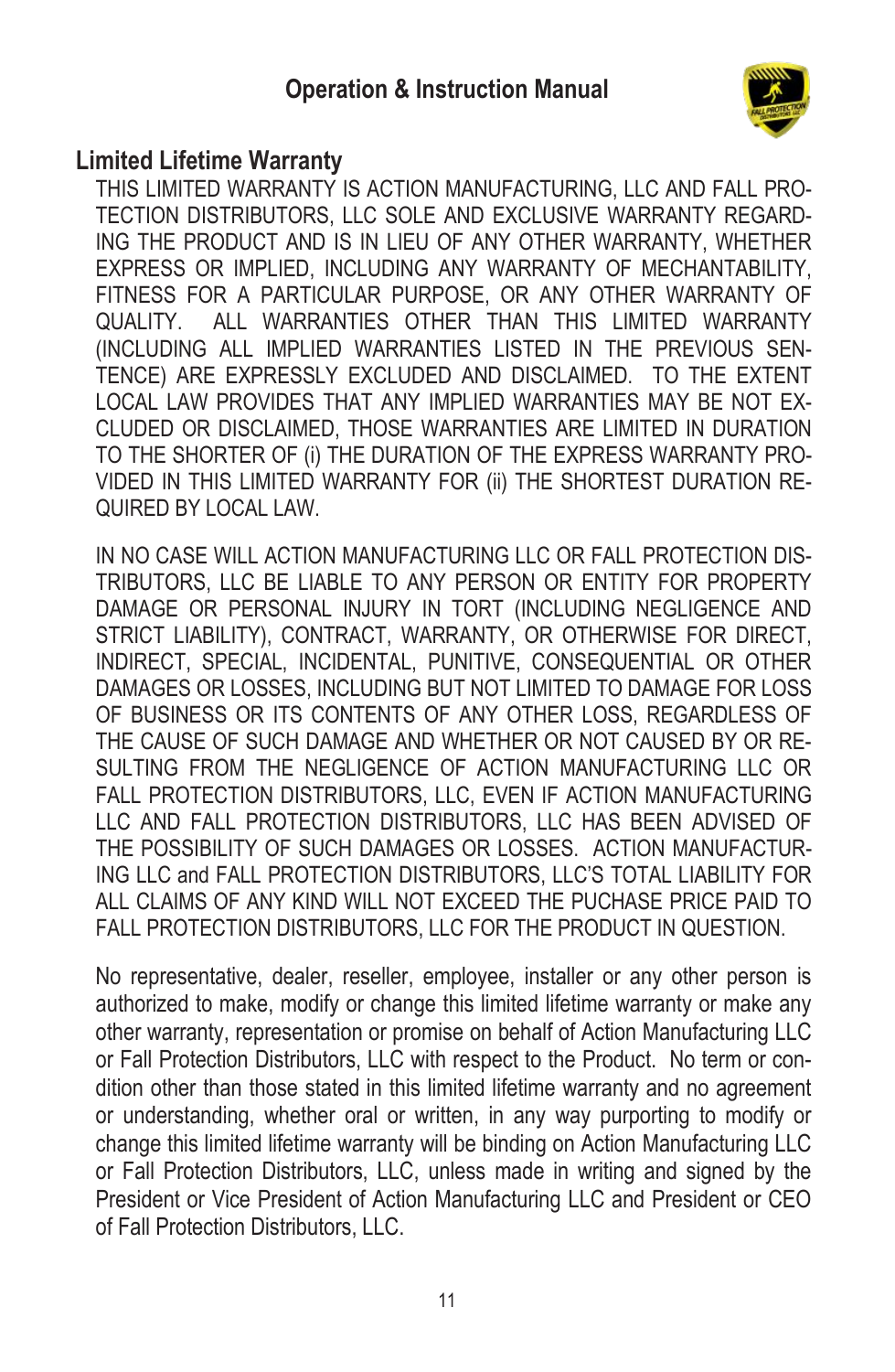## Limited Lifetime Warranty

THIS LIMITED WARRANTY IS ACTION MANUFACTURING, LLC AND FALL PROTECTION DISTRIBUTORS, LLC SOLE AND EXCLUSIVE WARRANTY REGARDING THE PRODUCT AND IS IN LIEU OF ANY OTHER WARRANTY, WHETHER EXPRESS OR IMPLIED, INCLUDING ANY WARRANTY OF MECHANTABILITY, FITNESS FOR A PARTICULAR PURPOSE, OR ANY OTHER WARRANTY OF QUALITY. ALL WARRANTIES OTHER THAN THIS LIMITED WARRANTY (INCLUDING ALL IMPLIED WARRANTIES LISTED IN THE PREVIOUS SENTENCE) ARE EXPRESSLY EXCLUDED AND DISCLAIMED. TO THE EXTENT LOCAL LAW PROVIDES THAT ANY IMPLIED WARRANTIES MAY BE NOT EXCLUDED OR DISCLAIMED, THOSE WARRANTIES ARE LIMITED IN DURATION TO THE SHORTER OF (i) THE DURATION OF THE EXPRESS WARRANTY PROVIDED IN THIS LIMITED WARRANTY FOR (ii) THE SHORTEST DURATION REQUIRED BY LOCAL LAW.

IN NO CASE WILL ACTION MANUFACTURING LLC OR FALL PROTECTION DISTRIBUTORS, LLC BE LIABLE TO ANY PERSON OR ENTITY FOR PROPERTY DAMAGE OR PERSONAL INJURY IN TORT (INCLUDING NEGLIGENCE AND STRICT LIABILITY), CONTRACT, WARRANTY, OR OTHERWISE FOR DIRECT, INDIRECT, SPECIAL, INCIDENTAL, PUNITIVE, CONSEQUENTIAL OR OTHER DAMAGES OR LOSSES, INCLUDING BUT NOT LIMITED TO DAMAGE FOR LOSS OF BUSINESS OR ITS CONTENTS OF ANY OTHER LOSS, REGARDLESS OF THE CAUSE OF SUCH DAMAGE AND WHETHER OR NOT CAUSED BY OR RESULTING FROM THE NEGLIGENCE OF ACTION MANUFACTURING LLC OR FALL PROTECTION DISTRIBUTORS, LLC, EVEN IF ACTION MANUFACTURING LLC AND FALL PROTECTION DISTRIBUTORS, LLC HAS BEEN ADVISED OF THE POSSIBILITY OF SUCH DAMAGES OR LOSSES. ACTION MANUFACTURING LLC and FALL PROTECTION DISTRIBUTORS, LLC'S TOTAL LIABILITY FOR ALL CLAIMS OF ANY KIND WILL NOT EXCEED THE PUCHASE PRICE PAID TO FALL PROTECTION DISTRIBUTORS, LLC FOR THE PRODUCT IN QUESTION.

No representative, dealer, reseller, employee, installer or any other person is authorized to make, modify or change this limited lifetime warranty or make any other warranty, representation or promise on behalf of Action Manufacturing LLC or Fall Protection Distributors, LLC with respect to the Product. No term or condition other than those stated in this limited lifetime warranty and no agreement or understanding, whether oral or written, in any way purporting to modify or change this limited lifetime warranty will be binding on Action Manufacturing LLC or Fall Protection Distributors, LLC, unless made in writing and signed by the President or Vice President of Action Manufacturing LLC and President or CEO of Fall Protection Distributors, LLC.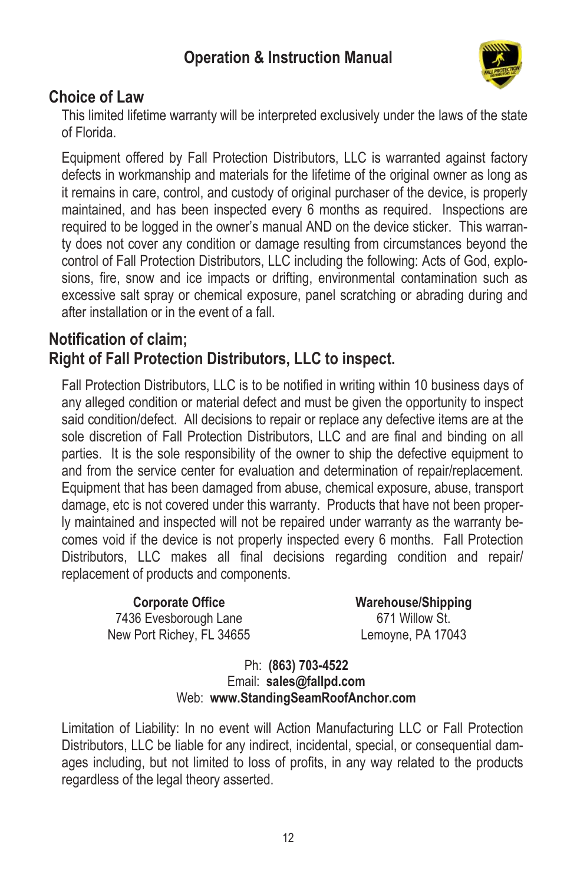## Choice of Law

This limited lifetime warranty will be interpreted exclusively under the laws of the state of Florida.

Equipment offered by Fall Protection Distributors, LLC is warranted against factory defects in workmanship and materials for the lifetime of the original owner as long as it remains in care, control, and custody of original purchaser of the device, is properly maintained, and has been inspected every 6 months as required. Inspections are required to be logged in the owner's manual AND on the device sticker. This warranty does not cover any condition or damage resulting from circumstances beyond the control of Fall Protection Distributors, LLC including the following: Acts of God, explosions, fire, snow and ice impacts or drifting, environmental contamination such as excessive salt spray or chemical exposure, panel scratching or abrading during and after installation or in the event of a fall.

## Notification of claim;
## Right of Fall Protection Distributors, LLC to inspect.

Fall Protection Distributors, LLC is to be notified in writing within 10 business days of any alleged condition or material defect and must be given the opportunity to inspect said condition/defect. All decisions to repair or replace any defective items are at the sole discretion of Fall Protection Distributors, LLC and are final and binding on all parties. It is the sole responsibility of the owner to ship the defective equipment to and from the service center for evaluation and determination of repair/replacement. Equipment that has been damaged from abuse, chemical exposure, abuse, transport damage, etc is not covered under this warranty. Products that have not been properly maintained and inspected will not be repaired under warranty as the warranty becomes void if the device is not properly inspected every 6 months. Fall Protection Distributors, LLC makes all final decisions regarding condition and repair/replacement of products and components.

**Corporate Office**
7436 Evesborough Lane
New Port Richey, FL 34655

**Warehouse/Shipping**
671 Willow St.
Lemoyne, PA 17043

Ph: **(863) 703-4522**
Email: **sales@fallpd.com**
Web: **www.StandingSeamRoofAnchor.com**

Limitation of Liability: In no event will Action Manufacturing LLC or Fall Protection Distributors, LLC be liable for any indirect, incidental, special, or consequential damages including, but not limited to loss of profits, in any way related to the products regardless of the legal theory asserted.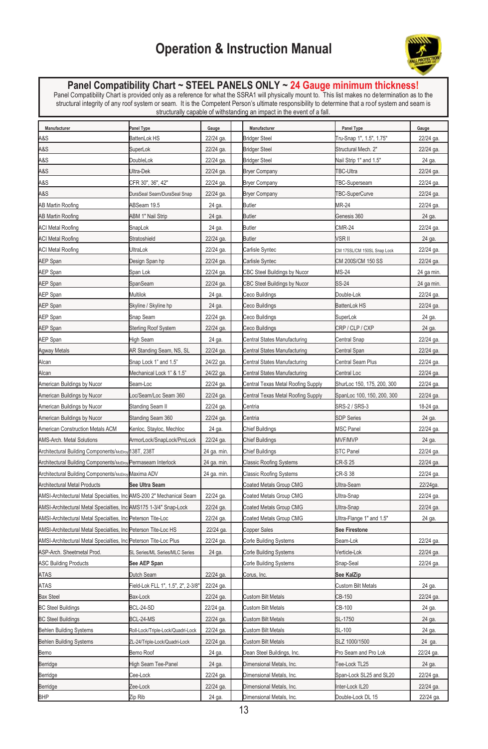# Operation & Instruction Manual

## Panel Compatibility Chart ~ STEEL PANELS ONLY ~ 24 Gauge minimum thickness!

Panel Compatibility Chart is provided only as a reference for what the SSRA1 will physically mount to. This list makes no determination as to the structural integrity of any roof system or seam. It is the Competent Person's ultimate responsibility to determine that a roof system and seam is structurally capable of withstanding an impact in the event of a fall.

| Manufacturer | Panel Type | Gauge | Manufacturer | Panel Type | Gauge |
|---|---|---|---|---|---|
| A&S | BattenLok HS | 22/24 ga. | Bridger Steel | Tru-Snap 1", 1.5", 1.75" | 22/24 ga. |
| A&S | SuperLok | 22/24 ga. | Bridger Steel | Structural Mech. 2" | 22/24 ga. |
| A&S | DoubleLok | 22/24 ga. | Bridger Steel | Nail Strip 1" and 1.5" | 24 ga. |
| A&S | Ultra-Dek | 22/24 ga. | Bryer Company | TBC-Ultra | 22/24 ga. |
| A&S | CFR 30", 36", 42" | 22/24 ga. | Bryer Company | TBC-Superseam | 22/24 ga. |
| A&S | DuraSeal Seam/DuraSeal Snap | 22/24 ga. | Bryer Company | TBC-SuperCurve | 22/24 ga. |
| AB Martin Roofing | ABSeam 19.5 | 24 ga. | Butler | MR-24 | 22/24 ga. |
| AB Martin Roofing | ABM 1" Nail Strip | 24 ga. | Butler | Genesis 360 | 24 ga. |
| ACI Metal Roofing | SnapLok | 24 ga. | Butler | CMR-24 | 22/24 ga. |
| ACI Metal Roofing | Stratoshield | 22/24 ga. | Butler | VSR II | 24 ga. |
| ACI Metal Roofing | UltraLok | 22/24 ga. | Carlisle Syntec | CM 175SL/CM 150SL Snap Lock | 22/24 ga. |
| AEP Span | Design Span hp | 22/24 ga. | Carlisle Syntec | CM 200S/CM 150 SS | 22/24 ga. |
| AEP Span | Span Lok | 22/24 ga. | CBC Steel Buildings by Nucor | MS-24 | 24 ga min. |
| AEP Span | SpanSeam | 22/24 ga. | CBC Steel Buildings by Nucor | SS-24 | 24 ga min. |
| AEP Span | Multilok | 24 ga. | Ceco Buildings | Double-Lok | 22/24 ga. |
| AEP Span | Skyline / Skyline hp | 24 ga. | Ceco Buildings | BattenLok HS | 22/24 ga. |
| AEP Span | Snap Seam | 22/24 ga. | Ceco Buildings | SuperLok | 24 ga. |
| AEP Span | Sterling Roof System | 22/24 ga. | Ceco Buildings | CRP / CLP / CXP | 24 ga. |
| AEP Span | High Seam | 24 ga. | Central States Manufacturing | Central Snap | 22/24 ga. |
| Agway Metals | AR Standing Seam, NS, SL | 22/24 ga. | Central States Manufacturing | Central Span | 22/24 ga. |
| Alcan | Snap Lock 1" and 1.5" | 24/22 ga. | Central States Manufacturing | Central Seam Plus | 22/24 ga. |
| Alcan | Mechanical Lock 1" & 1.5" | 24/22 ga. | Central States Manufacturing | Central Loc | 22/24 ga. |
| American Buildings by Nucor | Seam-Loc | 22/24 ga. | Central Texas Metal Roofing Supply | ShurLoc 150, 175, 200, 300 | 22/24 ga. |
| American Buildings by Nucor | Loc/Seam/Loc Seam 360 | 22/24 ga. | Central Texas Metal Roofing Supply | SpanLoc 100, 150, 200, 300 | 22/24 ga. |
| American Buildings by Nucor | Standing Seam II | 22/24 ga. | Centria | SRS-2 / SRS-3 | 18-24 ga. |
| American Buildings by Nucor | Standing Seam 360 | 22/24 ga. | Centria | SDP Series | 24 ga. |
| American Construction Metals ACM | Kenloc, Stayloc, Mechloc | 24 ga. | Chief Buildings | MSC Panel | 22/24 ga. |
| AMS-Arch. Metal Solutions | ArmorLock/SnapLock/ProLock | 22/24 ga. | Chief Buildings | MVF/MVP | 24 ga. |
| Architectural Building Components/McElroy | 138T, 238T | 24 ga. min. | Chief Buildings | STC Panel | 22/24 ga. |
| Architectural Building Components/McElroy | Permaseam Interlock | 24 ga. min. | Classic Roofing Systems | CR-S 25 | 22/24 ga. |
| Architectural Building Components/McElroy | Maxima ADV | 24 ga. min. | Classic Roofing Systems | CR-S 38 | 22/24 ga. |
| Architectural Metal Products | **See Ultra Seam** | | Coated Metals Group CMG | Ultra-Seam | 22/24ga. |
| AMSI-Architectural Metal Specialties, Inc | AMS-200 2" Mechanical Seam | 22/24 ga. | Coated Metals Group CMG | Ultra-Snap | 22/24 ga. |
| AMSI-Architectural Metal Specialties, Inc | AMS175 1-3/4" Snap-Lock | 22/24 ga. | Coated Metals Group CMG | Ultra-Snap | 22/24 ga. |
| AMSI-Architectural Metal Specialties, Inc | Peterson Tite-Loc | 22/24 ga. | Coated Metals Group CMG | Ultra-Flange 1" and 1.5" | 24 ga. |
| AMSI-Architectural Metal Specialties, Inc | Peterson Tite-Loc HS | 22/24 ga. | Copper Sales | **See Firestone** | |
| AMSI-Architectural Metal Specialties, Inc | Peterson Tite-Loc Plus | 22/24 ga. | Corle Building Systems | Seam-Lok | 22/24 ga. |
| ASP-Arch. Sheetmetal Prod. | SL Series/ML Series/MLC Series | 24 ga. | Corle Building Systems | Verticle-Lok | 22/24 ga. |
| ASC Building Products | **See AEP Span** | | Corle Building Systems | Snap-Seal | 22/24 ga. |
| ATAS | Dutch Seam | 22/24 ga. | Corus, Inc. | **See KalZip** | |
| ATAS | Field-Lok FLL 1", 1.5", 2", 2-3/8" | 22/24 ga. | | Custom Bilt Metals | 24 ga. |
| Bax Steel | Bax-Lock | 22/24 ga. | Custom Bilt Metals | CB-150 | 22/24 ga. |
| BC Steel Buildings | BCL-24-SD | 22/24 ga. | Custom Bilt Metals | CB-100 | 24 ga. |
| BC Steel Buildings | BCL-24-MS | 22/24 ga. | Custom Bilt Metals | SL-1750 | 24 ga. |
| Behlen Building Systems | Roll-Lock/Triple-Lock/Quadri-Lock | 22/24 ga. | Custom Bilt Metals | SL-100 | 24 ga. |
| Behlen Building Systems | ZL-24/Triple-Lock/Quadri-Lock | 22/24 ga. | Custom Bilt Metals | SLZ 1000/1500 | 24 ga. |
| Bemo | Bemo Roof | 24 ga. | Dean Steel Buildings, Inc. | Pro Seam and Pro Lok | 22/24 ga. |
| Berridge | High Seam Tee-Panel | 24 ga. | Dimensional Metals, Inc. | Tee-Lock TL25 | 24 ga. |
| Berridge | Cee-Lock | 22/24 ga. | Dimensional Metals, Inc. | Span-Lock SL25 and SL20 | 22/24 ga. |
| Berridge | Zee-Lock | 22/24 ga. | Dimensional Metals, Inc. | Inter-Lock IL20 | 22/24 ga. |
| BHP | Zip Rib | 24 ga. | Dimensional Metals, Inc. | Double-Lock DL 15 | 22/24 ga. |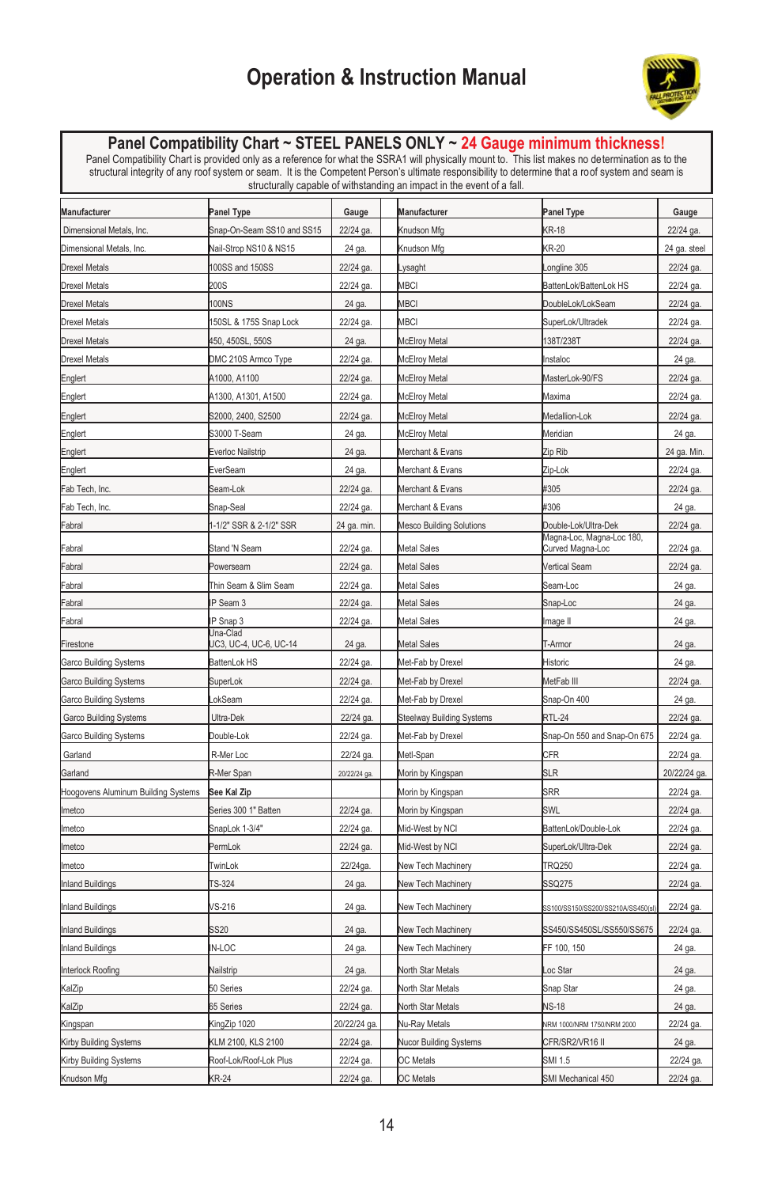# Operation & Instruction Manual

## Panel Compatibility Chart ~ STEEL PANELS ONLY ~ 24 Gauge minimum thickness!

Panel Compatibility Chart is provided only as a reference for what the SSRA1 will physically mount to. This list makes no determination as to the structural integrity of any roof system or seam. It is the Competent Person's ultimate responsibility to determine that a roof system and seam is structurally capable of withstanding an impact in the event of a fall.

| Manufacturer | Panel Type | Gauge | Manufacturer | Panel Type | Gauge |
|---|---|---|---|---|---|
| Dimensional Metals, Inc. | Snap-On-Seam SS10 and SS15 | 22/24 ga. | Knudson Mfg | KR-18 | 22/24 ga. |
| Dimensional Metals, Inc. | Nail-Strop NS10 & NS15 | 24 ga. | Knudson Mfg | KR-20 | 24 ga. steel |
| Drexel Metals | 100SS and 150SS | 22/24 ga. | Lysaght | Longline 305 | 22/24 ga. |
| Drexel Metals | 200S | 22/24 ga. | MBCI | BattenLok/BattenLok HS | 22/24 ga. |
| Drexel Metals | 100NS | 24 ga. | MBCI | DoubleLok/LokSeam | 22/24 ga. |
| Drexel Metals | 150SL & 175S Snap Lock | 22/24 ga. | MBCI | SuperLok/Ultradek | 22/24 ga. |
| Drexel Metals | 450, 450SL, 550S | 24 ga. | McElroy Metal | 138T/238T | 22/24 ga. |
| Drexel Metals | DMC 210S Armco Type | 22/24 ga. | McElroy Metal | Instaloc | 24 ga. |
| Englert | A1000, A1100 | 22/24 ga. | McElroy Metal | MasterLok-90/FS | 22/24 ga. |
| Englert | A1300, A1301, A1500 | 22/24 ga. | McElroy Metal | Maxima | 22/24 ga. |
| Englert | S2000, 2400, S2500 | 22/24 ga. | McElroy Metal | Medallion-Lok | 22/24 ga. |
| Englert | S3000 T-Seam | 24 ga. | McElroy Metal | Meridian | 24 ga. |
| Englert | Everloc Nailstrip | 24 ga. | Merchant & Evans | Zip Rib | 24 ga. Min. |
| Englert | EverSeam | 24 ga. | Merchant & Evans | Zip-Lok | 22/24 ga. |
| Fab Tech, Inc. | Seam-Lok | 22/24 ga. | Merchant & Evans | #305 | 22/24 ga. |
| Fab Tech, Inc. | Snap-Seal | 22/24 ga. | Merchant & Evans | #306 | 24 ga. |
| Fabral | 1-1/2" SSR & 2-1/2" SSR | 24 ga. min. | Mesco Building Solutions | Double-Lok/Ultra-Dek | 22/24 ga. |
| Fabral | Stand 'N Seam | 22/24 ga. | Metal Sales | Magna-Loc, Magna-Loc 180, Curved Magna-Loc | 22/24 ga. |
| Fabral | Powerseam | 22/24 ga. | Metal Sales | Vertical Seam | 22/24 ga. |
| Fabral | Thin Seam & Slim Seam | 22/24 ga. | Metal Sales | Seam-Loc | 24 ga. |
| Fabral | IP Seam 3 | 22/24 ga. | Metal Sales | Snap-Loc | 24 ga. |
| Fabral | IP Snap 3 | 22/24 ga. | Metal Sales | Image II | 24 ga. |
| Firestone | Una-Clad UC3, UC-4, UC-6, UC-14 | 24 ga. | Metal Sales | T-Armor | 24 ga. |
| Garco Building Systems | BattenLok HS | 22/24 ga. | Met-Fab by Drexel | Historic | 24 ga. |
| Garco Building Systems | SuperLok | 22/24 ga. | Met-Fab by Drexel | MetFab III | 22/24 ga. |
| Garco Building Systems | LokSeam | 22/24 ga. | Met-Fab by Drexel | Snap-On 400 | 24 ga. |
| Garco Building Systems | Ultra-Dek | 22/24 ga. | Steelway Building Systems | RTL-24 | 22/24 ga. |
| Garco Building Systems | Double-Lok | 22/24 ga. | Met-Fab by Drexel | Snap-On 550 and Snap-On 675 | 22/24 ga. |
| Garland | R-Mer Loc | 22/24 ga. | Metl-Span | CFR | 22/24 ga. |
| Garland | R-Mer Span | 20/22/24 ga. | Morin by Kingspan | SLR | 20/22/24 ga. |
| Hoogovens Aluminum Building Systems | **See Kal Zip** | | Morin by Kingspan | SRR | 22/24 ga. |
| Imetco | Series 300 1" Batten | 22/24 ga. | Morin by Kingspan | SWL | 22/24 ga. |
| Imetco | SnapLok 1-3/4" | 22/24 ga. | Mid-West by NCI | BattenLok/Double-Lok | 22/24 ga. |
| Imetco | PermLok | 22/24 ga. | Mid-West by NCI | SuperLok/Ultra-Dek | 22/24 ga. |
| Imetco | TwinLok | 22/24ga. | New Tech Machinery | TRQ250 | 22/24 ga. |
| Inland Buildings | TS-324 | 24 ga. | New Tech Machinery | SSQ275 | 22/24 ga. |
| Inland Buildings | VS-216 | 24 ga. | New Tech Machinery | SS100/SS150/SS200/SS210A/SS450(sl) | 22/24 ga. |
| Inland Buildings | SS20 | 24 ga. | New Tech Machinery | SS450/SS450SL/SS550/SS675 | 22/24 ga. |
| Inland Buildings | IN-LOC | 24 ga. | New Tech Machinery | FF 100, 150 | 24 ga. |
| Interlock Roofing | Nailstrip | 24 ga. | North Star Metals | Loc Star | 24 ga. |
| KalZip | 50 Series | 22/24 ga. | North Star Metals | Snap Star | 24 ga. |
| KalZip | 65 Series | 22/24 ga. | North Star Metals | NS-18 | 24 ga. |
| Kingspan | KingZip 1020 | 20/22/24 ga. | Nu-Ray Metals | NRM 1000/NRM 1750/NRM 2000 | 22/24 ga. |
| Kirby Building Systems | KLM 2100, KLS 2100 | 22/24 ga. | Nucor Building Systems | CFR/SR2/VR16 II | 24 ga. |
| Kirby Building Systems | Roof-Lok/Roof-Lok Plus | 22/24 ga. | OC Metals | SMI 1.5 | 22/24 ga. |
| Knudson Mfg | KR-24 | 22/24 ga. | OC Metals | SMI Mechanical 450 | 22/24 ga. |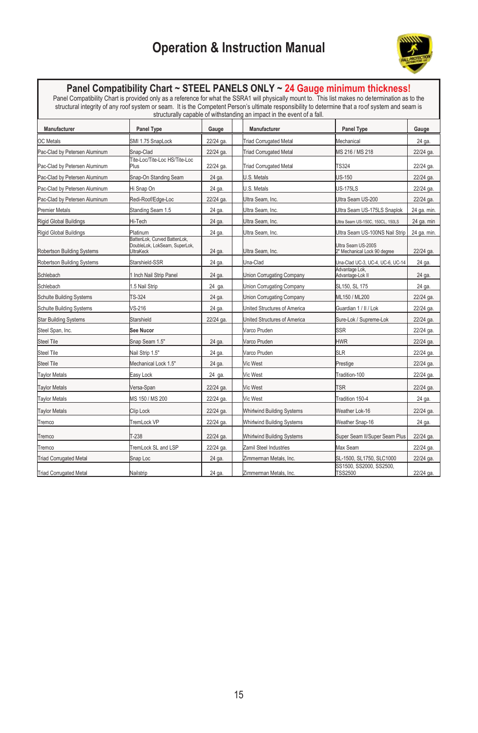# Operation & Instruction Manual

## Panel Compatibility Chart ~ STEEL PANELS ONLY ~ 24 Gauge minimum thickness!

Panel Compatibility Chart is provided only as a reference for what the SSRA1 will physically mount to. This list makes no determination as to the structural integrity of any roof system or seam. It is the Competent Person's ultimate responsibility to determine that a roof system and seam is structurally capable of withstanding an impact in the event of a fall.

| Manufacturer | Panel Type | Gauge | | Manufacturer | Panel Type | Gauge |
|---|---|---|---|---|---|---|
| OC Metals | SMI 1.75 SnapLock | 22/24 ga. | | Triad Corrugated Metal | Mechanical | 24 ga. |
| Pac-Clad by Petersen Aluminum | Snap-Clad | 22/24 ga. | | Triad Corrugated Metal | MS 216 / MS 218 | 22/24 ga. |
| Pac-Clad by Petersen Aluminum | Tite-Loc/Tite-Loc HS/Tite-Loc Plus | 22/24 ga. | | Triad Corrugated Metal | TS324 | 22/24 ga. |
| Pac-Clad by Petersen Aluminum | Snap-On Standing Seam | 24 ga. | | U.S. Metals | US-150 | 22/24 ga. |
| Pac-Clad by Petersen Aluminum | Hi Snap On | 24 ga. | | U.S. Metals | US-175LS | 22/24 ga. |
| Pac-Clad by Petersen Aluminum | Redi-Roof/Edge-Loc | 22/24 ga. | | Ultra Seam, Inc. | Ultra Seam US-200 | 22/24 ga. |
| Premier Metals | Standing Seam 1.5 | 24 ga. | | Ultra Seam, Inc. | Ultra Seam US-175LS Snaplok | 24 ga. min. |
| Rigid Global Buildings | Hi-Tech | 24 ga. | | Ultra Seam, Inc. | Ultra Seam US-150C, 150CL, 150LS | 24 ga. min |
| Rigid Global Buildings | Platinum | 24 ga. | | Ultra Seam, Inc. | Ultra Seam US-100NS Nail Strip | 24 ga. min. |
| Robertson Building Systems | BattenLok, Curved BattenLok, DoubleLok, LokSeam, SuperLok, UltraKeck | 24 ga. | | Ultra Seam, Inc. | Ultra Seam US-200S 2" Mechanical Lock 90 degree | 22/24 ga. |
| Robertson Building Systems | Starshield-SSR | 24 ga. | | Una-Clad | Una-Clad UC-3, UC-4, UC-6, UC-14 | 24 ga. |
| Schlebach | 1 Inch Nail Strip Panel | 24 ga. | | Union Corrugating Company | Advantage Lok, Advantage-Lok II | 24 ga. |
| Schlebach | 1.5 Nail Strip | 24 ga. | | Union Corrugating Company | SL150, SL 175 | 24 ga. |
| Schulte Building Systems | TS-324 | 24 ga. | | Union Corrugating Company | ML150 / ML200 | 22/24 ga. |
| Schulte Building Systems | VS-216 | 24 ga. | | United Structures of America | Guardian 1 / II / Lok | 22/24 ga. |
| Star Building Systems | Starshield | 22/24 ga. | | United Structures of America | Sure-Lok / Supreme-Lok | 22/24 ga. |
| Steel Span, Inc. | **See Nucor** | | | Varco Pruden | SSR | 22/24 ga. |
| Steel Tile | Snap Seam 1.5" | 24 ga. | | Varco Pruden | HWR | 22/24 ga. |
| Steel Tile | Nail Strip 1.5" | 24 ga. | | Varco Pruden | SLR | 22/24 ga. |
| Steel Tile | Mechanical Lock 1.5" | 24 ga. | | Vic West | Prestige | 22/24 ga. |
| Taylor Metals | Easy Lock | 24 ga. | | Vic West | Tradition-100 | 22/24 ga. |
| Taylor Metals | Versa-Span | 22/24 ga. | | Vic West | TSR | 22/24 ga. |
| Taylor Metals | MS 150 / MS 200 | 22/24 ga. | | Vic West | Tradition 150-4 | 24 ga. |
| Taylor Metals | Clip Lock | 22/24 ga. | | Whirlwind Building Systems | Weather Lok-16 | 22/24 ga. |
| Tremco | TremLock VP | 22/24 ga. | | Whirlwind Building Systems | Weather Snap-16 | 24 ga. |
| Tremco | T-238 | 22/24 ga. | | Whirlwind Building Systems | Super Seam II/Super Seam Plus | 22/24 ga. |
| Tremco | TremLock SL and LSP | 22/24 ga. | | Zamil Steel Industries | Max Seam | 22/24 ga. |
| Triad Corrugated Metal | Snap Loc | 24 ga. | | Zimmerman Metals, Inc. | SL-1500, SL1750, SLC1000 | 22/24 ga. |
| Triad Corrugated Metal | Nailstrip | 24 ga. | | Zimmerman Metals, Inc. | SS1500, SS2000, SS2500, TSS2500 | 22/24 ga. |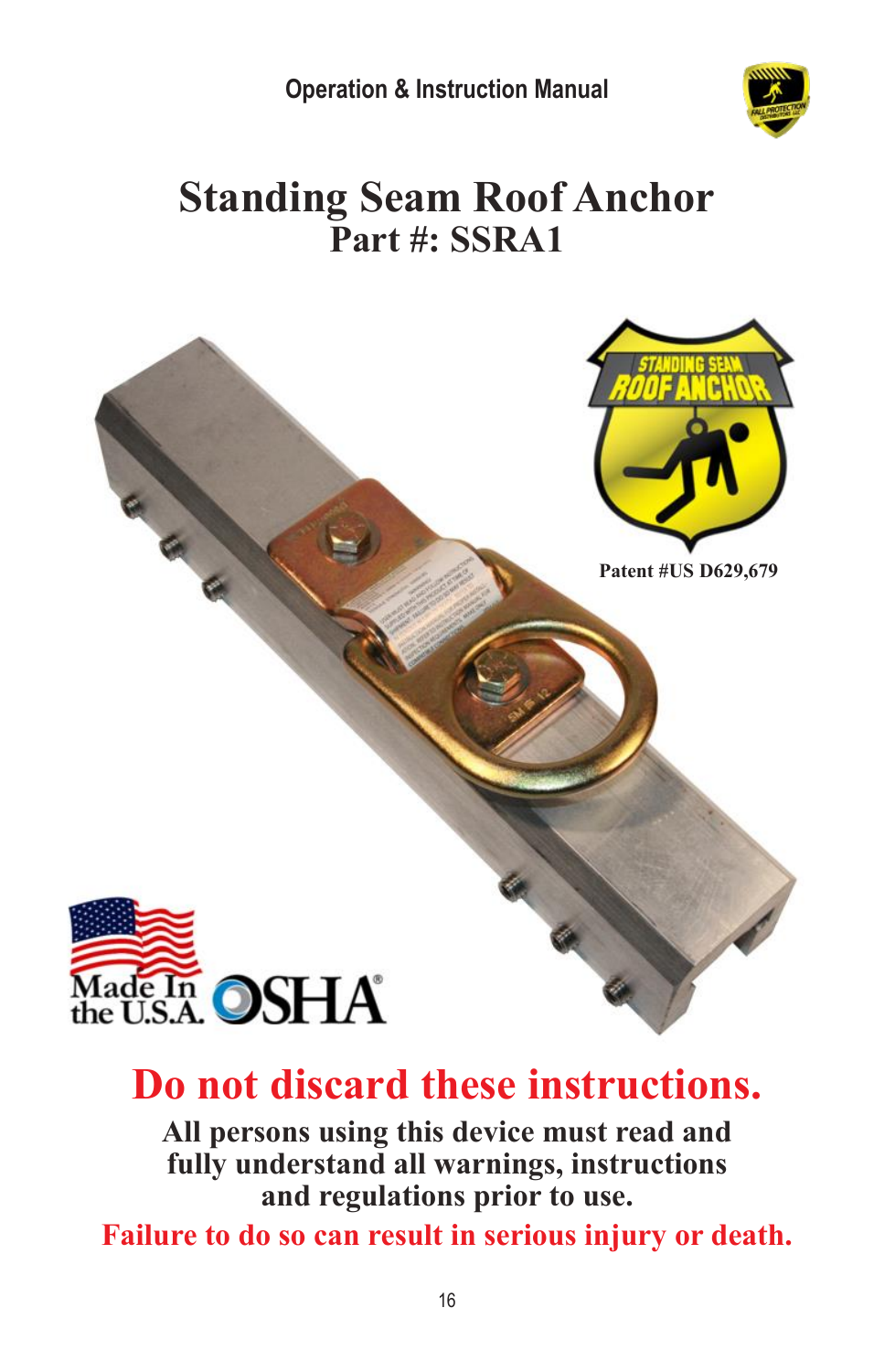Operation & Instruction Manual

# Standing Seam Roof Anchor

## Part #: SSRA1

Patent #US D629,679

Made In the U.S.A.

OSHA®

# Do not discard these instructions.

**All persons using this device must read and fully understand all warnings, instructions and regulations prior to use.**

**Failure to do so can result in serious injury or death.**